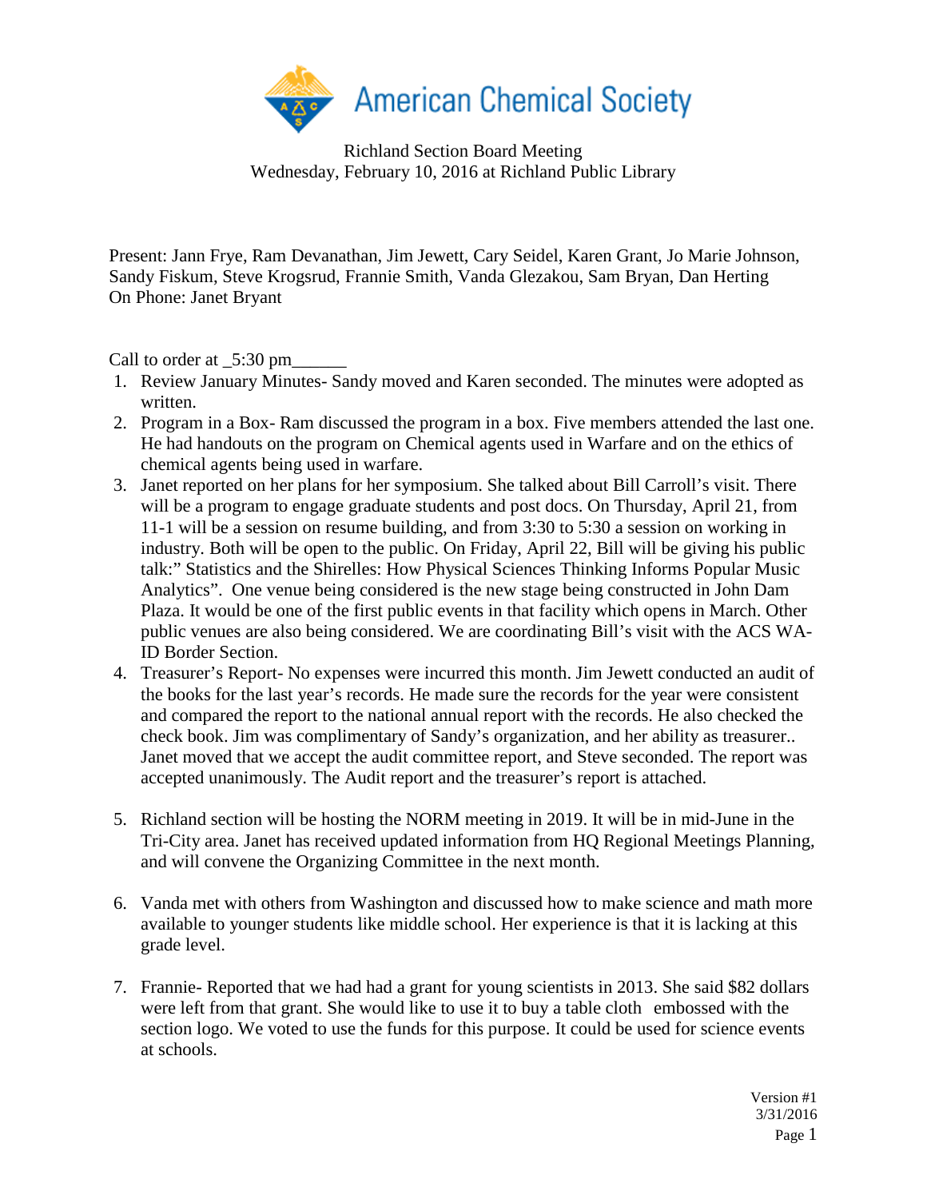American Chemical Society

Richland Section Board Meeting
Wednesday, February 10, 2016 at Richland Public Library

Present: Jann Frye, Ram Devanathan, Jim Jewett, Cary Seidel, Karen Grant, Jo Marie Johnson, Sandy Fiskum, Steve Krogsrud, Frannie Smith, Vanda Glezakou, Sam Bryan, Dan Herting
On Phone: Janet Bryant

Call to order at _5:30 pm______

1. Review January Minutes- Sandy moved and Karen seconded. The minutes were adopted as written.
2. Program in a Box- Ram discussed the program in a box. Five members attended the last one. He had handouts on the program on Chemical agents used in Warfare and on the ethics of chemical agents being used in warfare.
3. Janet reported on her plans for her symposium. She talked about Bill Carroll's visit. There will be a program to engage graduate students and post docs. On Thursday, April 21, from 11-1 will be a session on resume building, and from 3:30 to 5:30 a session on working in industry. Both will be open to the public. On Friday, April 22, Bill will be giving his public talk:" Statistics and the Shirelles: How Physical Sciences Thinking Informs Popular Music Analytics". One venue being considered is the new stage being constructed in John Dam Plaza. It would be one of the first public events in that facility which opens in March. Other public venues are also being considered. We are coordinating Bill's visit with the ACS WA-ID Border Section.
4. Treasurer's Report- No expenses were incurred this month. Jim Jewett conducted an audit of the books for the last year's records. He made sure the records for the year were consistent and compared the report to the national annual report with the records. He also checked the check book. Jim was complimentary of Sandy's organization, and her ability as treasurer.. Janet moved that we accept the audit committee report, and Steve seconded. The report was accepted unanimously. The Audit report and the treasurer's report is attached.
5. Richland section will be hosting the NORM meeting in 2019. It will be in mid-June in the Tri-City area. Janet has received updated information from HQ Regional Meetings Planning, and will convene the Organizing Committee in the next month.
6. Vanda met with others from Washington and discussed how to make science and math more available to younger students like middle school. Her experience is that it is lacking at this grade level.
7. Frannie- Reported that we had had a grant for young scientists in 2013. She said $82 dollars were left from that grant. She would like to use it to buy a table cloth embossed with the section logo. We voted to use the funds for this purpose. It could be used for science events at schools.

Version #1
3/31/2016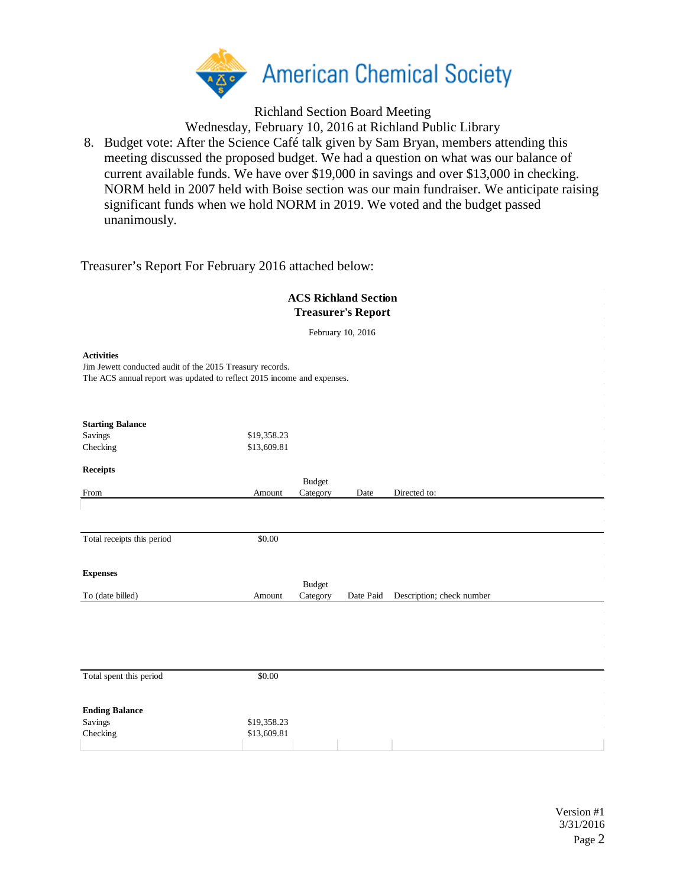Richland Section Board Meeting
Wednesday, February 10, 2016 at Richland Public Library

8. Budget vote: After the Science Café talk given by Sam Bryan, members attending this meeting discussed the proposed budget. We had a question on what was our balance of current available funds. We have over $19,000 in savings and over $13,000 in checking. NORM held in 2007 held with Boise section was our main fundraiser. We anticipate raising significant funds when we hold NORM in 2019. We voted and the budget passed unanimously.

Treasurer's Report For February 2016 attached below:

## ACS Richland Section
## Treasurer's Report

February 10, 2016

**Activities**

Jim Jewett conducted audit of the 2015 Treasury records.
The ACS annual report was updated to reflect 2015 income and expenses.

**Starting Balance**

| | |
|---|---|
| Savings | $19,358.23 |
| Checking | $13,609.81 |

**Receipts**

| From | Amount | Budget Category | Date | Directed to: |
|---|---|---|---|---|
| | | | | |
| Total receipts this period | $0.00 | | | |

**Expenses**

| To (date billed) | Amount | Budget Category | Date Paid | Description; check number |
|---|---|---|---|---|
| | | | | |
| Total spent this period | $0.00 | | | |

**Ending Balance**

| | |
|---|---|
| Savings | $19,358.23 |
| Checking | $13,609.81 |

Version #1
3/31/2016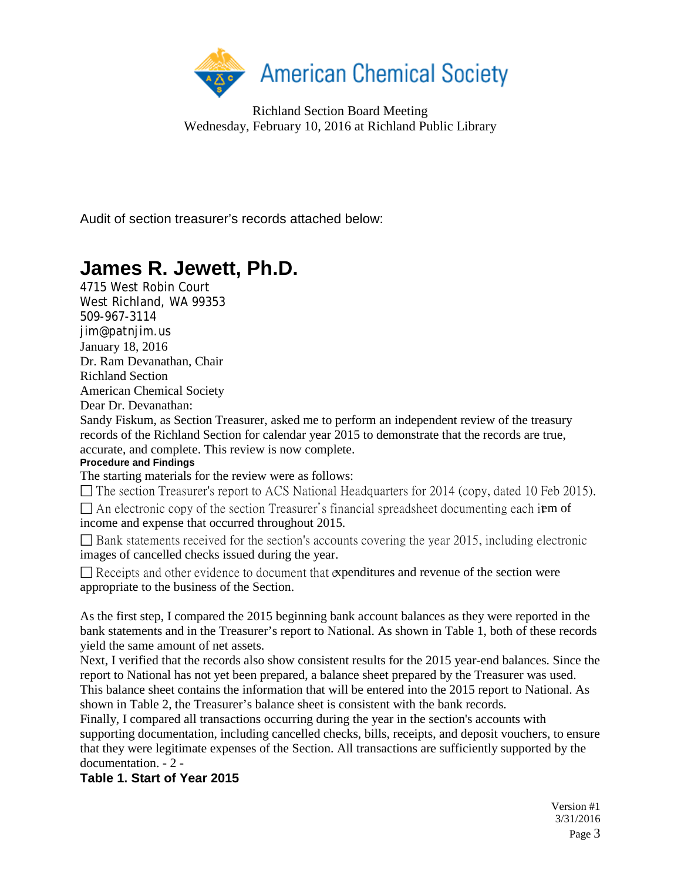Richland Section Board Meeting
Wednesday, February 10, 2016 at Richland Public Library

Audit of section treasurer's records attached below:

# James R. Jewett, Ph.D.

4715 West Robin Court
West Richland, WA 99353
509-967-3114
jim@patnjim.us
January 18, 2016
Dr. Ram Devanathan, Chair
Richland Section
American Chemical Society
Dear Dr. Devanathan:
Sandy Fiskum, as Section Treasurer, asked me to perform an independent review of the treasury records of the Richland Section for calendar year 2015 to demonstrate that the records are true, accurate, and complete. This review is now complete.

**Procedure and Findings**

The starting materials for the review were as follows:

- ☐ The section Treasurer's report to ACS National Headquarters for 2014 (copy, dated 10 Feb 2015).
- ☐ An electronic copy of the section Treasurer's financial spreadsheet documenting each item of income and expense that occurred throughout 2015.
- ☐ Bank statements received for the section's accounts covering the year 2015, including electronic images of cancelled checks issued during the year.
- ☐ Receipts and other evidence to document that expenditures and revenue of the section were appropriate to the business of the Section.

As the first step, I compared the 2015 beginning bank account balances as they were reported in the bank statements and in the Treasurer's report to National. As shown in Table 1, both of these records yield the same amount of net assets.
Next, I verified that the records also show consistent results for the 2015 year-end balances. Since the report to National has not yet been prepared, a balance sheet prepared by the Treasurer was used. This balance sheet contains the information that will be entered into the 2015 report to National. As shown in Table 2, the Treasurer's balance sheet is consistent with the bank records.
Finally, I compared all transactions occurring during the year in the section's accounts with supporting documentation, including cancelled checks, bills, receipts, and deposit vouchers, to ensure that they were legitimate expenses of the Section. All transactions are sufficiently supported by the documentation. - 2 -

**Table 1. Start of Year 2015**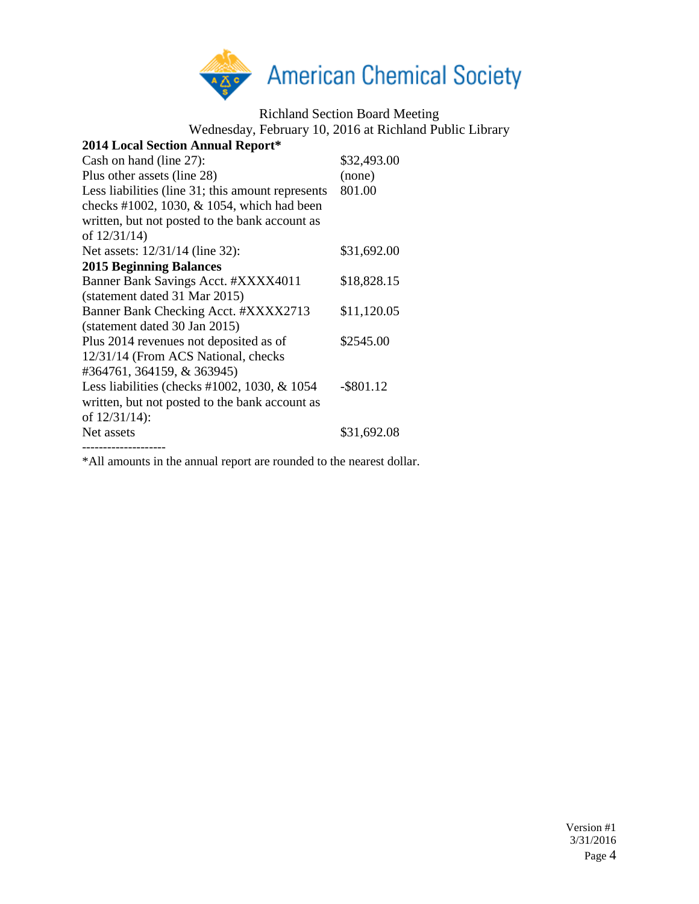American Chemical Society

Richland Section Board Meeting
Wednesday, February 10, 2016 at Richland Public Library

| **2014 Local Section Annual Report*** | |
|---|---|
| Cash on hand (line 27): | $32,493.00 |
| Plus other assets (line 28) | (none) |
| Less liabilities (line 31; this amount represents checks #1002, 1030, & 1054, which had been written, but not posted to the bank account as of 12/31/14) | 801.00 |
| Net assets: 12/31/14 (line 32): | $31,692.00 |
| **2015 Beginning Balances** | |
| Banner Bank Savings Acct. #XXXX4011 (statement dated 31 Mar 2015) | $18,828.15 |
| Banner Bank Checking Acct. #XXXX2713 (statement dated 30 Jan 2015) | $11,120.05 |
| Plus 2014 revenues not deposited as of 12/31/14 (From ACS National, checks #364761, 364159, & 363945) | $2545.00 |
| Less liabilities (checks #1002, 1030, & 1054 written, but not posted to the bank account as of 12/31/14): | -$801.12 |
| Net assets | $31,692.08 |

--------------------

*All amounts in the annual report are rounded to the nearest dollar.

Version #1
3/31/2016